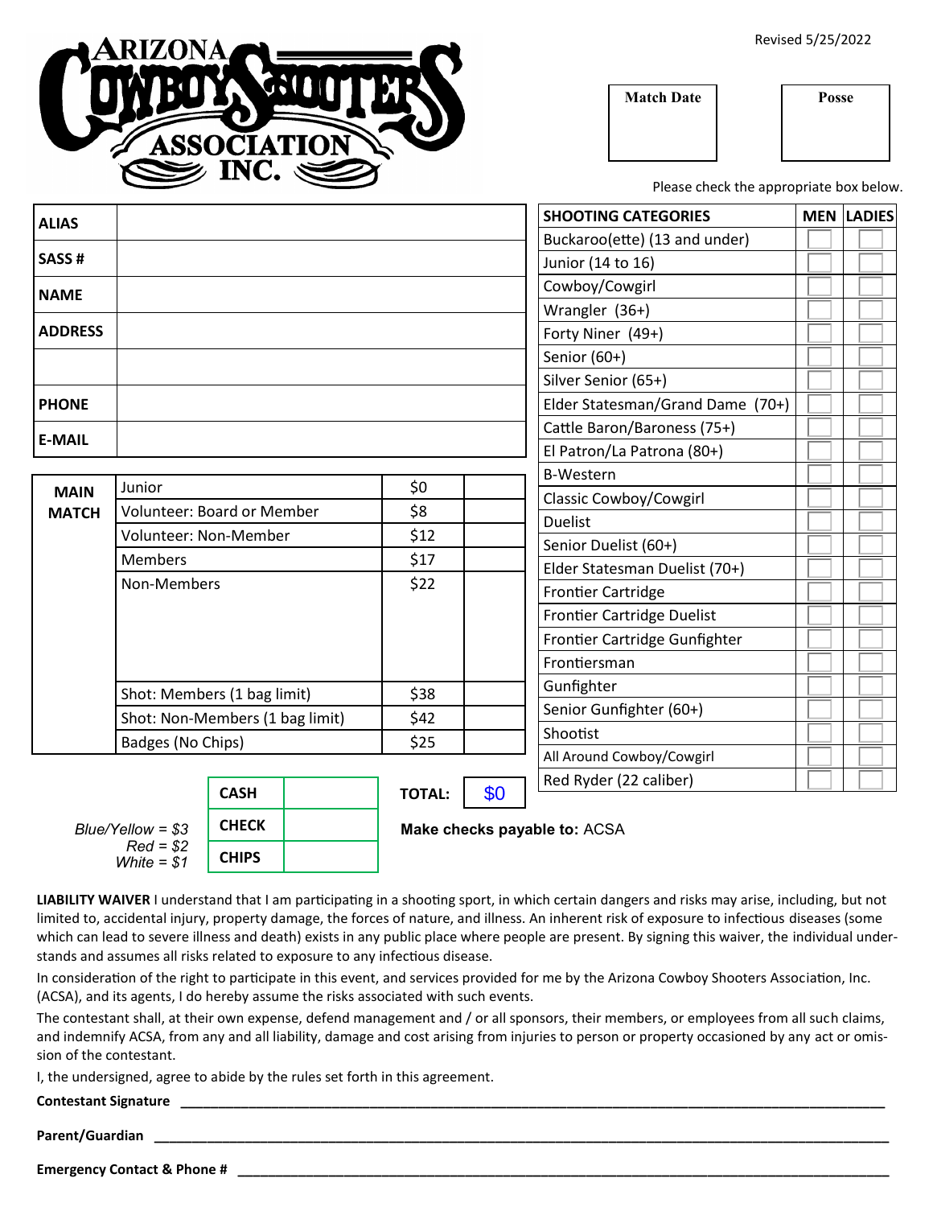# ARIZONA COWBOY SHOOTERS ASSOCIATION INC.

Revised 5/25/2022

| Match Date | Posse |
|---|---|
| | |

Please check the appropriate box below.

| | |
|---|---|
| **ALIAS** | |
| **SASS #** | |
| **NAME** | |
| **ADDRESS** | |
| | |
| **PHONE** | |
| **E-MAIL** | |

| **SHOOTING CATEGORIES** | **MEN** | **LADIES** |
|---|---|---|
| Buckaroo(ette) (13 and under) | | |
| Junior (14 to 16) | | |
| Cowboy/Cowgirl | | |
| Wrangler (36+) | | |
| Forty Niner (49+) | | |
| Senior (60+) | | |
| Silver Senior (65+) | | |
| Elder Statesman/Grand Dame (70+) | | |
| Cattle Baron/Baroness (75+) | | |
| El Patron/La Patrona (80+) | | |
| B-Western | | |
| Classic Cowboy/Cowgirl | | |
| Duelist | | |
| Senior Duelist (60+) | | |
| Elder Statesman Duelist (70+) | | |
| Frontier Cartridge | | |
| Frontier Cartridge Duelist | | |
| Frontier Cartridge Gunfighter | | |
| Frontiersman | | |
| Gunfighter | | |
| Senior Gunfighter (60+) | | |
| Shootist | | |
| All Around Cowboy/Cowgirl | | |
| Red Ryder (22 caliber) | | |

| **MAIN MATCH** | | | |
|---|---|---|---|
| | Junior | $0 | |
| | Volunteer: Board or Member | $8 | |
| | Volunteer: Non-Member | $12 | |
| | Members | $17 | |
| | Non-Members | $22 | |
| | Shot: Members (1 bag limit) | $38 | |
| | Shot: Non-Members (1 bag limit) | $42 | |
| | Badges (No Chips) | $25 | |

*Blue/Yellow = $3*
*Red = $2*
*White = $1*

| | |
|---|---|
| **CASH** | |
| **CHECK** | |
| **CHIPS** | |

**TOTAL:** $0

**Make checks payable to:** ACSA

**LIABILITY WAIVER** I understand that I am participating in a shooting sport, in which certain dangers and risks may arise, including, but not limited to, accidental injury, property damage, the forces of nature, and illness. An inherent risk of exposure to infectious diseases (some which can lead to severe illness and death) exists in any public place where people are present. By signing this waiver, the individual understands and assumes all risks related to exposure to any infectious disease.

In consideration of the right to participate in this event, and services provided for me by the Arizona Cowboy Shooters Association, Inc. (ACSA), and its agents, I do hereby assume the risks associated with such events.

The contestant shall, at their own expense, defend management and / or all sponsors, their members, or employees from all such claims, and indemnify ACSA, from any and all liability, damage and cost arising from injuries to person or property occasioned by any act or omission of the contestant.

I, the undersigned, agree to abide by the rules set forth in this agreement.

**Contestant Signature** ______________________________

**Parent/Guardian** ______________________________

**Emergency Contact & Phone #** ______________________________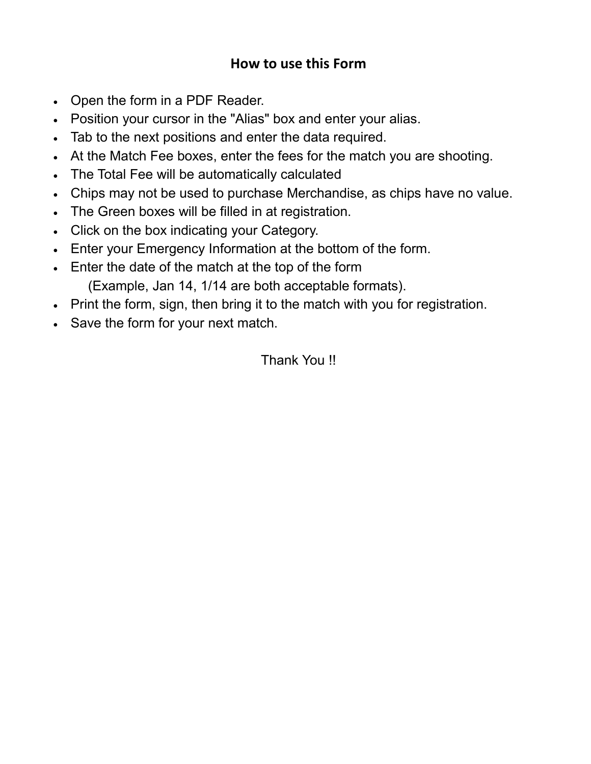## How to use this Form

- Open the form in a PDF Reader.
- Position your cursor in the "Alias" box and enter your alias.
- Tab to the next positions and enter the data required.
- At the Match Fee boxes, enter the fees for the match you are shooting.
- The Total Fee will be automatically calculated
- Chips may not be used to purchase Merchandise, as chips have no value.
- The Green boxes will be filled in at registration.
- Click on the box indicating your Category.
- Enter your Emergency Information at the bottom of the form.
- Enter the date of the match at the top of the form
  (Example, Jan 14, 1/14 are both acceptable formats).
- Print the form, sign, then bring it to the match with you for registration.
- Save the form for your next match.

Thank You !!